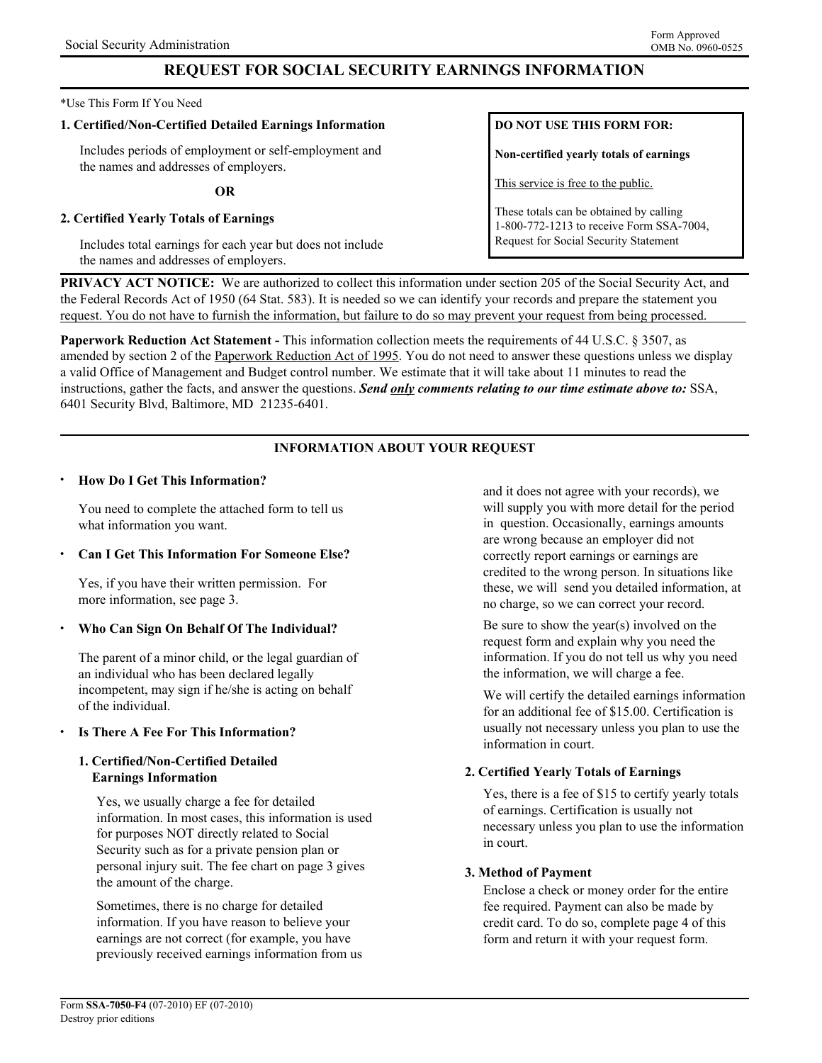Social Security Administration

Form Approved
OMB No. 0960-0525

# REQUEST FOR SOCIAL SECURITY EARNINGS INFORMATION

*Use This Form If You Need

**1. Certified/Non-Certified Detailed Earnings Information**

Includes periods of employment or self-employment and the names and addresses of employers.

**OR**

**2. Certified Yearly Totals of Earnings**

Includes total earnings for each year but does not include the names and addresses of employers.

> **DO NOT USE THIS FORM FOR:**
>
> **Non-certified yearly totals of earnings**
>
> This service is free to the public.
>
> These totals can be obtained by calling 1-800-772-1213 to receive Form SSA-7004, Request for Social Security Statement

**PRIVACY ACT NOTICE:** We are authorized to collect this information under section 205 of the Social Security Act, and the Federal Records Act of 1950 (64 Stat. 583). It is needed so we can identify your records and prepare the statement you request. You do not have to furnish the information, but failure to do so may prevent your request from being processed.

**Paperwork Reduction Act Statement -** This information collection meets the requirements of 44 U.S.C. § 3507, as amended by section 2 of the Paperwork Reduction Act of 1995. You do not need to answer these questions unless we display a valid Office of Management and Budget control number. We estimate that it will take about 11 minutes to read the instructions, gather the facts, and answer the questions. ***Send only comments relating to our time estimate above to:*** SSA, 6401 Security Blvd, Baltimore, MD 21235-6401.

## INFORMATION ABOUT YOUR REQUEST

- **How Do I Get This Information?**

  You need to complete the attached form to tell us what information you want.

- **Can I Get This Information For Someone Else?**

  Yes, if you have their written permission. For more information, see page 3.

- **Who Can Sign On Behalf Of The Individual?**

  The parent of a minor child, or the legal guardian of an individual who has been declared legally incompetent, may sign if he/she is acting on behalf of the individual.

- **Is There A Fee For This Information?**

  **1. Certified/Non-Certified Detailed Earnings Information**

  Yes, we usually charge a fee for detailed information. In most cases, this information is used for purposes NOT directly related to Social Security such as for a private pension plan or personal injury suit. The fee chart on page 3 gives the amount of the charge.

  Sometimes, there is no charge for detailed information. If you have reason to believe your earnings are not correct (for example, you have previously received earnings information from us and it does not agree with your records), we will supply you with more detail for the period in question. Occasionally, earnings amounts are wrong because an employer did not correctly report earnings or earnings are credited to the wrong person. In situations like these, we will send you detailed information, at no charge, so we can correct your record.

  Be sure to show the year(s) involved on the request form and explain why you need the information. If you do not tell us why you need the information, we will charge a fee.

  We will certify the detailed earnings information for an additional fee of $15.00. Certification is usually not necessary unless you plan to use the information in court.

  **2. Certified Yearly Totals of Earnings**

  Yes, there is a fee of $15 to certify yearly totals of earnings. Certification is usually not necessary unless you plan to use the information in court.

  **3. Method of Payment**

  Enclose a check or money order for the entire fee required. Payment can also be made by credit card. To do so, complete page 4 of this form and return it with your request form.

Form **SSA-7050-F4** (07-2010) EF (07-2010)
Destroy prior editions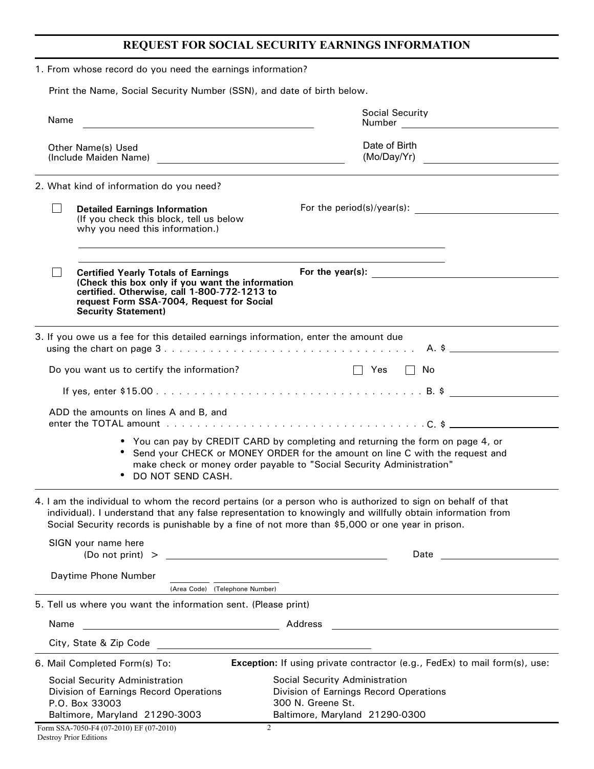# REQUEST FOR SOCIAL SECURITY EARNINGS INFORMATION

1. From whose record do you need the earnings information?

   Print the Name, Social Security Number (SSN), and date of birth below.

   Name ______________________________ Social Security Number ______________________

   Other Name(s) Used (Include Maiden Name) ______________________________ Date of Birth (Mo/Day/Yr) ______________________

2. What kind of information do you need?

   ☐ **Detailed Earnings Information** (If you check this block, tell us below why you need this information.) For the period(s)/year(s): ______________________

   ______________________________________________________________

   ______________________________________________________________

   ☐ **Certified Yearly Totals of Earnings (Check this box only if you want the information certified. Otherwise, call 1-800-772-1213 to request Form SSA-7004, Request for Social Security Statement)** **For the year(s):** ______________________

3. If you owe us a fee for this detailed earnings information, enter the amount due using the chart on page 3 . . . . . . . . . . . . . . . . . . . . . . . . . . . . . . . . . . . A. $ ______________

   Do you want us to certify the information? ☐ Yes ☐ No

   If yes, enter $15.00 . . . . . . . . . . . . . . . . . . . . . . . . . . . . . . . . . . . B. $ ______________

   ADD the amounts on lines A and B, and enter the TOTAL amount . . . . . . . . . . . . . . . . . . . . . . . . . . . . . . . . . . . C. $ ______________

   - You can pay by CREDIT CARD by completing and returning the form on page 4, or
   - Send your CHECK or MONEY ORDER for the amount on line C with the request and make check or money order payable to "Social Security Administration"
   - DO NOT SEND CASH.

4. I am the individual to whom the record pertains (or a person who is authorized to sign on behalf of that individual). I understand that any false representation to knowingly and willfully obtain information from Social Security records is punishable by a fine of not more than $5,000 or one year in prison.

   SIGN your name here (Do not print) > ______________________________ Date ______________

   Daytime Phone Number ________ ______________
   (Area Code) (Telephone Number)

5. Tell us where you want the information sent. (Please print)

   Name ______________________________ Address ______________________________

   City, State & Zip Code ______________________________

6. Mail Completed Form(s) To:

   Social Security Administration
   Division of Earnings Record Operations
   P.O. Box 33003
   Baltimore, Maryland 21290-3003

   **Exception:** If using private contractor (e.g., FedEx) to mail form(s), use:

   Social Security Administration
   Division of Earnings Record Operations
   300 N. Greene St.
   Baltimore, Maryland 21290-0300

Form SSA-7050-F4 (07-2010) EF (07-2010)
Destroy Prior Editions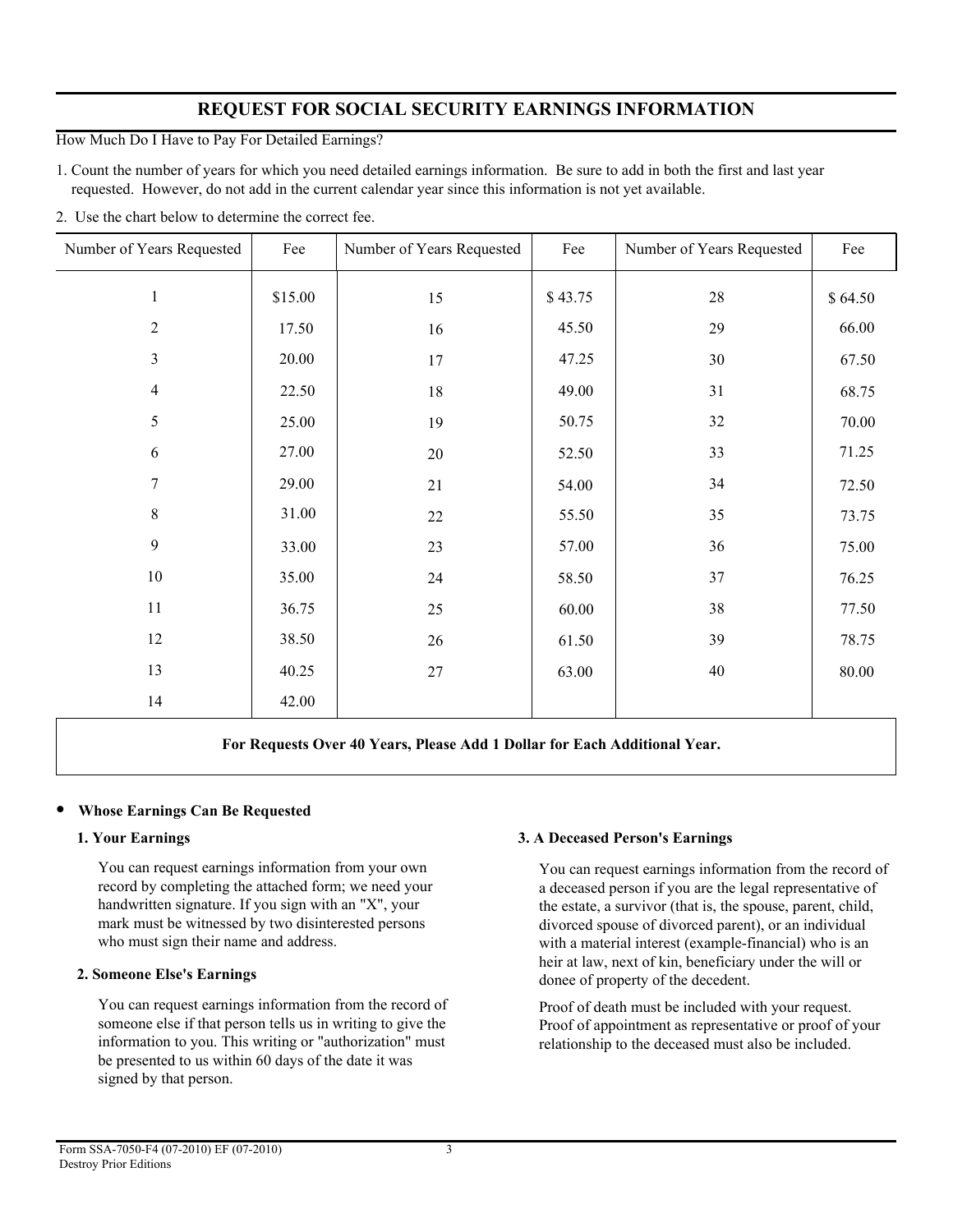# REQUEST FOR SOCIAL SECURITY EARNINGS INFORMATION

How Much Do I Have to Pay For Detailed Earnings?

1. Count the number of years for which you need detailed earnings information. Be sure to add in both the first and last year requested. However, do not add in the current calendar year since this information is not yet available.
2. Use the chart below to determine the correct fee.

| Number of Years Requested | Fee | Number of Years Requested | Fee | Number of Years Requested | Fee |
|---|---|---|---|---|---|
| 1 | $15.00 | 15 | $ 43.75 | 28 | $ 64.50 |
| 2 | 17.50 | 16 | 45.50 | 29 | 66.00 |
| 3 | 20.00 | 17 | 47.25 | 30 | 67.50 |
| 4 | 22.50 | 18 | 49.00 | 31 | 68.75 |
| 5 | 25.00 | 19 | 50.75 | 32 | 70.00 |
| 6 | 27.00 | 20 | 52.50 | 33 | 71.25 |
| 7 | 29.00 | 21 | 54.00 | 34 | 72.50 |
| 8 | 31.00 | 22 | 55.50 | 35 | 73.75 |
| 9 | 33.00 | 23 | 57.00 | 36 | 75.00 |
| 10 | 35.00 | 24 | 58.50 | 37 | 76.25 |
| 11 | 36.75 | 25 | 60.00 | 38 | 77.50 |
| 12 | 38.50 | 26 | 61.50 | 39 | 78.75 |
| 13 | 40.25 | 27 | 63.00 | 40 | 80.00 |
| 14 | 42.00 | | | | |

**For Requests Over 40 Years, Please Add 1 Dollar for Each Additional Year.**

- **Whose Earnings Can Be Requested**

**1. Your Earnings**

You can request earnings information from your own record by completing the attached form; we need your handwritten signature. If you sign with an "X", your mark must be witnessed by two disinterested persons who must sign their name and address.

**2. Someone Else's Earnings**

You can request earnings information from the record of someone else if that person tells us in writing to give the information to you. This writing or "authorization" must be presented to us within 60 days of the date it was signed by that person.

**3. A Deceased Person's Earnings**

You can request earnings information from the record of a deceased person if you are the legal representative of the estate, a survivor (that is, the spouse, parent, child, divorced spouse of divorced parent), or an individual with a material interest (example-financial) who is an heir at law, next of kin, beneficiary under the will or donee of property of the decedent.

Proof of death must be included with your request. Proof of appointment as representative or proof of your relationship to the deceased must also be included.

Form SSA-7050-F4 (07-2010) EF (07-2010)
Destroy Prior Editions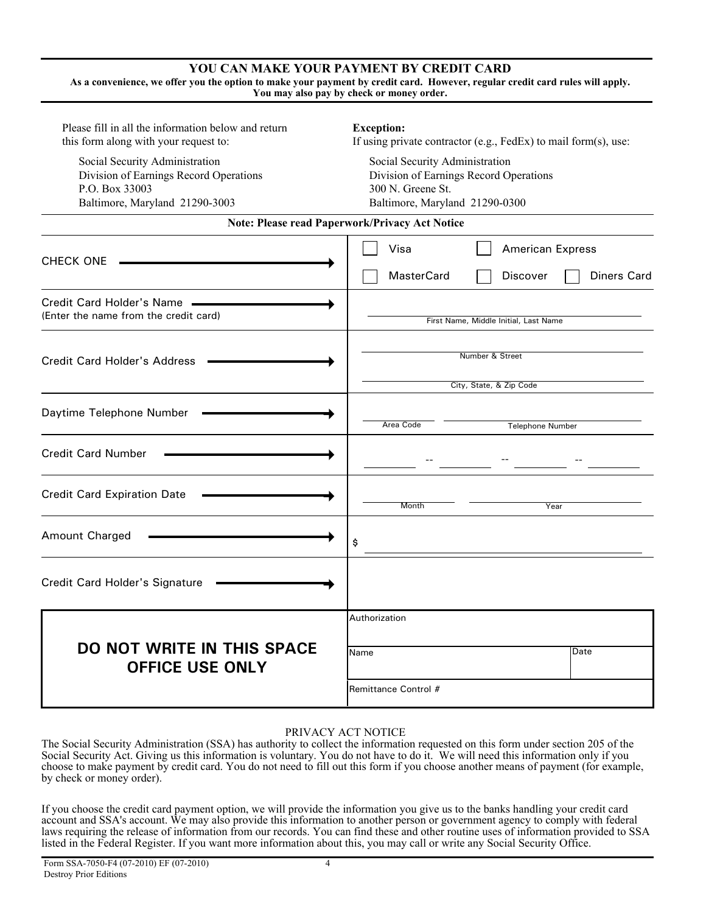## YOU CAN MAKE YOUR PAYMENT BY CREDIT CARD

**As a convenience, we offer you the option to make your payment by credit card. However, regular credit card rules will apply. You may also pay by check or money order.**

Please fill in all the information below and return this form along with your request to:

Social Security Administration
Division of Earnings Record Operations
P.O. Box 33003
Baltimore, Maryland 21290-3003

**Exception:**
If using private contractor (e.g., FedEx) to mail form(s), use:

Social Security Administration
Division of Earnings Record Operations
300 N. Greene St.
Baltimore, Maryland 21290-0300

**Note: Please read Paperwork/Privacy Act Notice**

| | |
|---|---|
| CHECK ONE → | ☐ Visa ☐ American Express ☐ MasterCard ☐ Discover ☐ Diners Card |
| Credit Card Holder's Name → (Enter the name from the credit card) | First Name, Middle Initial, Last Name |
| Credit Card Holder's Address → | Number & Street<br>City, State, & Zip Code |
| Daytime Telephone Number → | Area Code / Telephone Number |
| Credit Card Number → | ______ -- ______ -- ______ -- ______ |
| Credit Card Expiration Date → | Month / Year |
| Amount Charged → | $ |
| Credit Card Holder's Signature → | |

| | | |
|---|---|---|
| **DO NOT WRITE IN THIS SPACE OFFICE USE ONLY** | Authorization | |
| | Name | Date |
| | Remittance Control # | |

### PRIVACY ACT NOTICE

The Social Security Administration (SSA) has authority to collect the information requested on this form under section 205 of the Social Security Act. Giving us this information is voluntary. You do not have to do it. We will need this information only if you choose to make payment by credit card. You do not need to fill out this form if you choose another means of payment (for example, by check or money order).

If you choose the credit card payment option, we will provide the information you give us to the banks handling your credit card account and SSA's account. We may also provide this information to another person or government agency to comply with federal laws requiring the release of information from our records. You can find these and other routine uses of information provided to SSA listed in the Federal Register. If you want more information about this, you may call or write any Social Security Office.

Form SSA-7050-F4 (07-2010) EF (07-2010)
Destroy Prior Editions